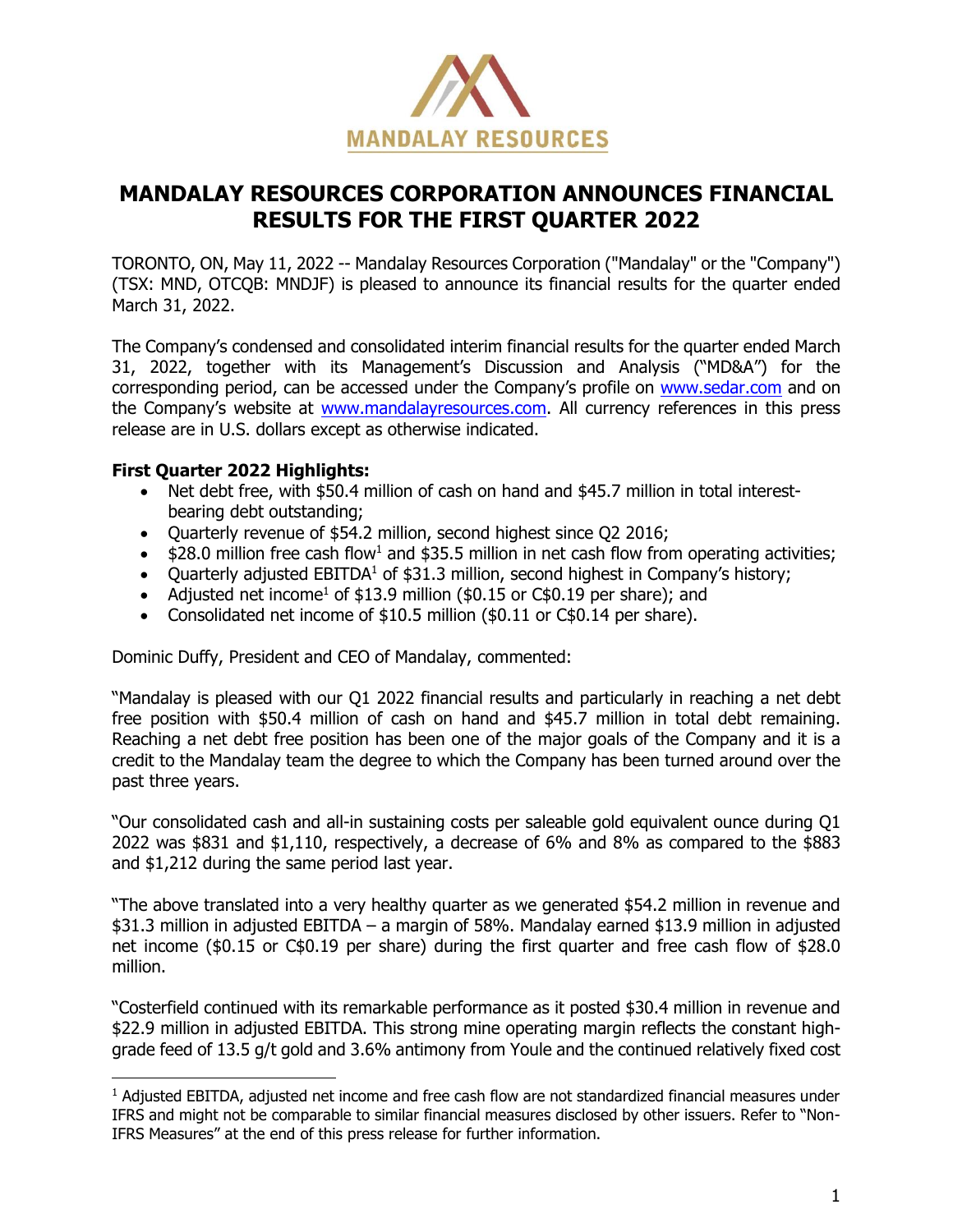# MANDALAY RESOURCES CORPORATION ANNOUNCES FINANCIAL RESULTS FOR THE FIRST QUARTER 2022

TORONTO, ON, May 11, 2022 -- Mandalay Resources Corporation ("Mandalay" or the "Company") (TSX: MND, OTCQB: MNDJF) is pleased to announce its financial results for the quarter ended March 31, 2022.

The Company's condensed and consolidated interim financial results for the quarter ended March 31, 2022, together with its Management's Discussion and Analysis ("MD&A") for the corresponding period, can be accessed under the Company's profile on www.sedar.com and on the Company's website at www.mandalayresources.com. All currency references in this press release are in U.S. dollars except as otherwise indicated.

**First Quarter 2022 Highlights:**

- Net debt free, with $50.4 million of cash on hand and $45.7 million in total interest-bearing debt outstanding;
- Quarterly revenue of $54.2 million, second highest since Q2 2016;
- $28.0 million free cash flow[1] and $35.5 million in net cash flow from operating activities;
- Quarterly adjusted EBITDA[1] of $31.3 million, second highest in Company's history;
- Adjusted net income[1] of $13.9 million ($0.15 or C$0.19 per share); and
- Consolidated net income of $10.5 million ($0.11 or C$0.14 per share).

Dominic Duffy, President and CEO of Mandalay, commented:

"Mandalay is pleased with our Q1 2022 financial results and particularly in reaching a net debt free position with $50.4 million of cash on hand and $45.7 million in total debt remaining. Reaching a net debt free position has been one of the major goals of the Company and it is a credit to the Mandalay team the degree to which the Company has been turned around over the past three years.

"Our consolidated cash and all-in sustaining costs per saleable gold equivalent ounce during Q1 2022 was $831 and $1,110, respectively, a decrease of 6% and 8% as compared to the $883 and $1,212 during the same period last year.

"The above translated into a very healthy quarter as we generated $54.2 million in revenue and $31.3 million in adjusted EBITDA – a margin of 58%. Mandalay earned $13.9 million in adjusted net income ($0.15 or C$0.19 per share) during the first quarter and free cash flow of $28.0 million.

"Costerfield continued with its remarkable performance as it posted $30.4 million in revenue and $22.9 million in adjusted EBITDA. This strong mine operating margin reflects the constant high-grade feed of 13.5 g/t gold and 3.6% antimony from Youle and the continued relatively fixed cost

[1] Adjusted EBITDA, adjusted net income and free cash flow are not standardized financial measures under IFRS and might not be comparable to similar financial measures disclosed by other issuers. Refer to "Non-IFRS Measures" at the end of this press release for further information.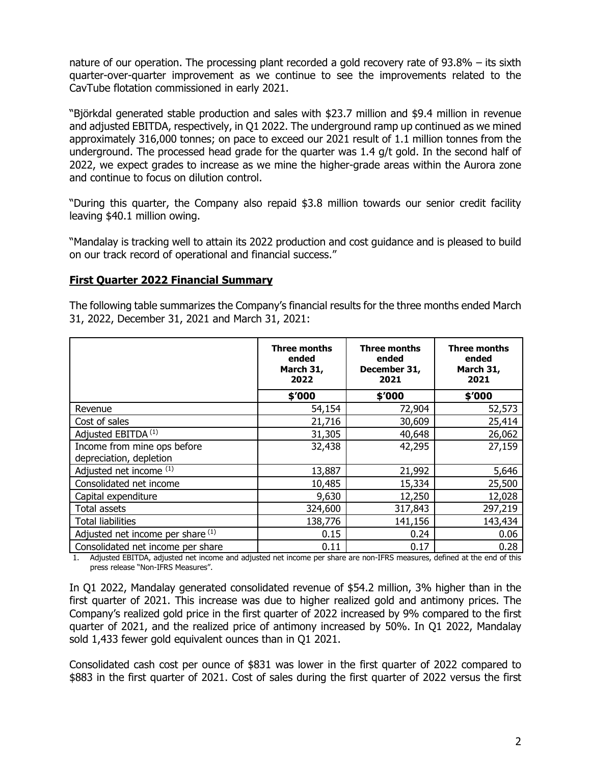nature of our operation. The processing plant recorded a gold recovery rate of 93.8% – its sixth quarter-over-quarter improvement as we continue to see the improvements related to the CavTube flotation commissioned in early 2021.

"Björkdal generated stable production and sales with $23.7 million and $9.4 million in revenue and adjusted EBITDA, respectively, in Q1 2022. The underground ramp up continued as we mined approximately 316,000 tonnes; on pace to exceed our 2021 result of 1.1 million tonnes from the underground. The processed head grade for the quarter was 1.4 g/t gold. In the second half of 2022, we expect grades to increase as we mine the higher-grade areas within the Aurora zone and continue to focus on dilution control.

"During this quarter, the Company also repaid $3.8 million towards our senior credit facility leaving $40.1 million owing.

"Mandalay is tracking well to attain its 2022 production and cost guidance and is pleased to build on our track record of operational and financial success."

## First Quarter 2022 Financial Summary

The following table summarizes the Company's financial results for the three months ended March 31, 2022, December 31, 2021 and March 31, 2021:

| | Three months ended March 31, 2022 | Three months ended December 31, 2021 | Three months ended March 31, 2021 |
|---|---|---|---|
| | $'000 | $'000 | $'000 |
| Revenue | 54,154 | 72,904 | 52,573 |
| Cost of sales | 21,716 | 30,609 | 25,414 |
| Adjusted EBITDA [(1)] | 31,305 | 40,648 | 26,062 |
| Income from mine ops before depreciation, depletion | 32,438 | 42,295 | 27,159 |
| Adjusted net income [(1)] | 13,887 | 21,992 | 5,646 |
| Consolidated net income | 10,485 | 15,334 | 25,500 |
| Capital expenditure | 9,630 | 12,250 | 12,028 |
| Total assets | 324,600 | 317,843 | 297,219 |
| Total liabilities | 138,776 | 141,156 | 143,434 |
| Adjusted net income per share [(1)] | 0.15 | 0.24 | 0.06 |
| Consolidated net income per share | 0.11 | 0.17 | 0.28 |

1. Adjusted EBITDA, adjusted net income and adjusted net income per share are non-IFRS measures, defined at the end of this press release "Non-IFRS Measures".

In Q1 2022, Mandalay generated consolidated revenue of $54.2 million, 3% higher than in the first quarter of 2021. This increase was due to higher realized gold and antimony prices. The Company's realized gold price in the first quarter of 2022 increased by 9% compared to the first quarter of 2021, and the realized price of antimony increased by 50%. In Q1 2022, Mandalay sold 1,433 fewer gold equivalent ounces than in Q1 2021.

Consolidated cash cost per ounce of $831 was lower in the first quarter of 2022 compared to $883 in the first quarter of 2021. Cost of sales during the first quarter of 2022 versus the first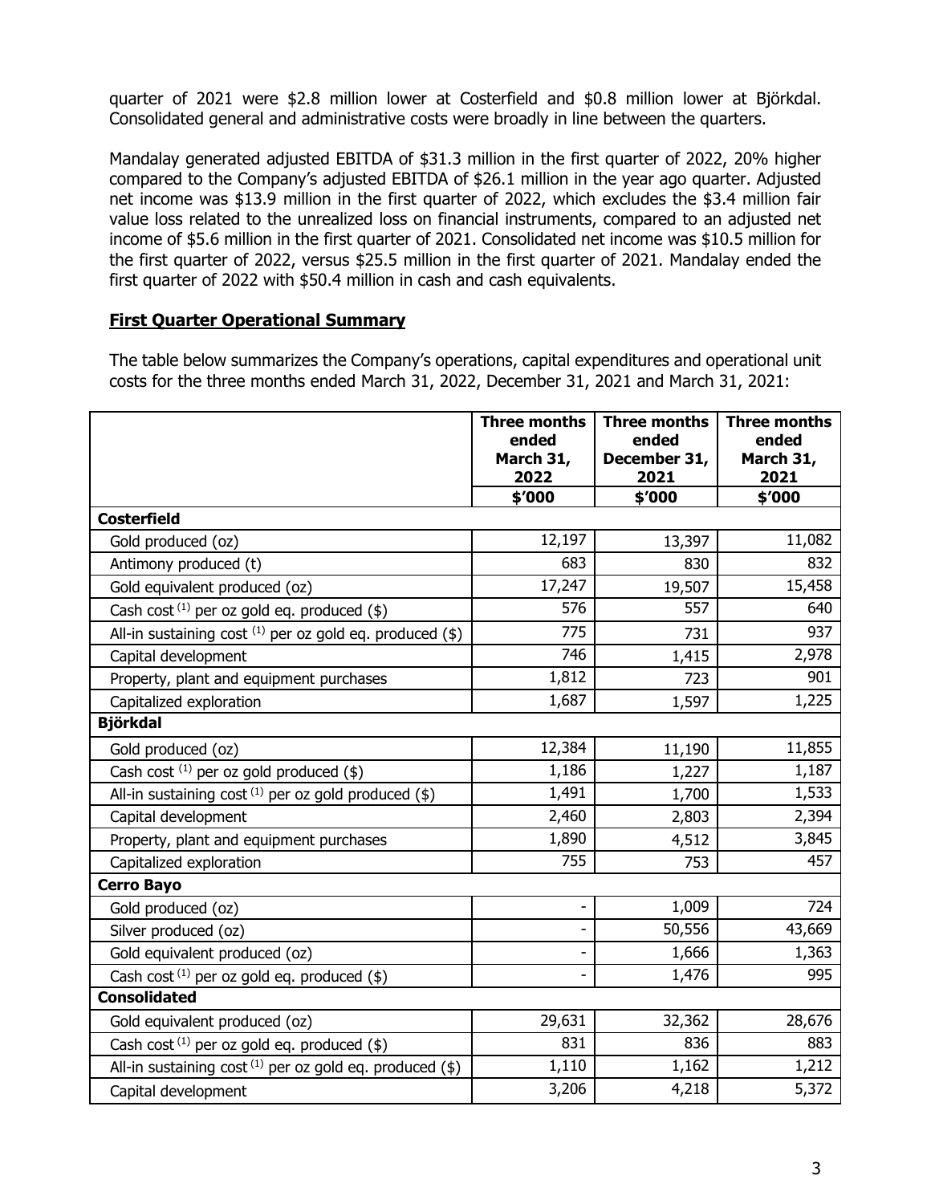quarter of 2021 were $2.8 million lower at Costerfield and $0.8 million lower at Björkdal. Consolidated general and administrative costs were broadly in line between the quarters.

Mandalay generated adjusted EBITDA of $31.3 million in the first quarter of 2022, 20% higher compared to the Company's adjusted EBITDA of $26.1 million in the year ago quarter. Adjusted net income was $13.9 million in the first quarter of 2022, which excludes the $3.4 million fair value loss related to the unrealized loss on financial instruments, compared to an adjusted net income of $5.6 million in the first quarter of 2021. Consolidated net income was $10.5 million for the first quarter of 2022, versus $25.5 million in the first quarter of 2021. Mandalay ended the first quarter of 2022 with $50.4 million in cash and cash equivalents.

## First Quarter Operational Summary

The table below summarizes the Company's operations, capital expenditures and operational unit costs for the three months ended March 31, 2022, December 31, 2021 and March 31, 2021:

| | Three months ended March 31, 2022 | Three months ended December 31, 2021 | Three months ended March 31, 2021 |
|---|---|---|---|
| | $'000 | $'000 | $'000 |
| **Costerfield** | | | |
| Gold produced (oz) | 12,197 | 13,397 | 11,082 |
| Antimony produced (t) | 683 | 830 | 832 |
| Gold equivalent produced (oz) | 17,247 | 19,507 | 15,458 |
| Cash cost (1) per oz gold eq. produced ($) | 576 | 557 | 640 |
| All-in sustaining cost (1) per oz gold eq. produced ($) | 775 | 731 | 937 |
| Capital development | 746 | 1,415 | 2,978 |
| Property, plant and equipment purchases | 1,812 | 723 | 901 |
| Capitalized exploration | 1,687 | 1,597 | 1,225 |
| **Björkdal** | | | |
| Gold produced (oz) | 12,384 | 11,190 | 11,855 |
| Cash cost (1) per oz gold produced ($) | 1,186 | 1,227 | 1,187 |
| All-in sustaining cost (1) per oz gold produced ($) | 1,491 | 1,700 | 1,533 |
| Capital development | 2,460 | 2,803 | 2,394 |
| Property, plant and equipment purchases | 1,890 | 4,512 | 3,845 |
| Capitalized exploration | 755 | 753 | 457 |
| **Cerro Bayo** | | | |
| Gold produced (oz) | - | 1,009 | 724 |
| Silver produced (oz) | - | 50,556 | 43,669 |
| Gold equivalent produced (oz) | - | 1,666 | 1,363 |
| Cash cost (1) per oz gold eq. produced ($) | - | 1,476 | 995 |
| **Consolidated** | | | |
| Gold equivalent produced (oz) | 29,631 | 32,362 | 28,676 |
| Cash cost (1) per oz gold eq. produced ($) | 831 | 836 | 883 |
| All-in sustaining cost (1) per oz gold eq. produced ($) | 1,110 | 1,162 | 1,212 |
| Capital development | 3,206 | 4,218 | 5,372 |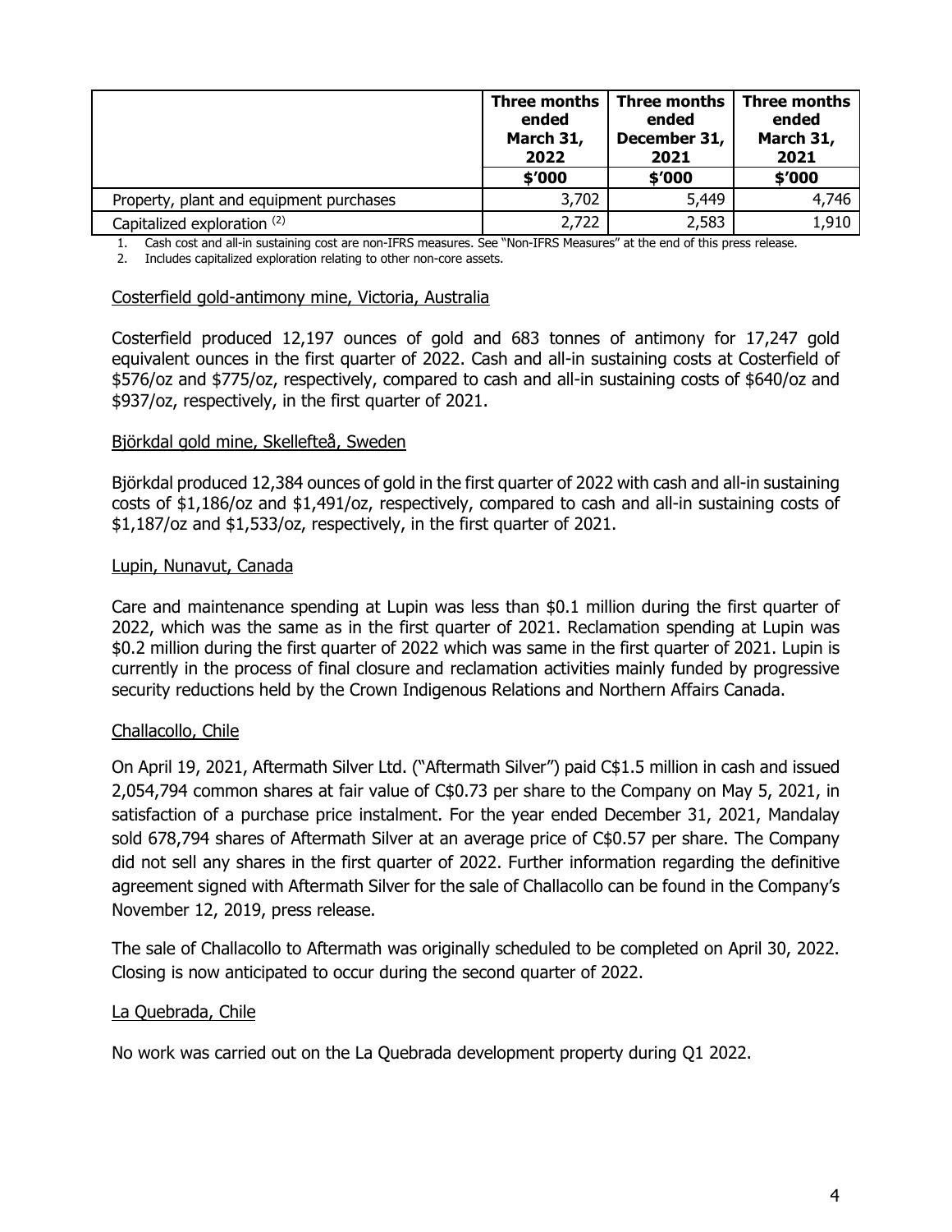| | Three months ended March 31, 2022 | Three months ended December 31, 2021 | Three months ended March 31, 2021 |
|---|---|---|---|
| | $'000 | $'000 | $'000 |
| Property, plant and equipment purchases | 3,702 | 5,449 | 4,746 |
| Capitalized exploration [(2)] | 2,722 | 2,583 | 1,910 |

1. Cash cost and all-in sustaining cost are non-IFRS measures. See "Non-IFRS Measures" at the end of this press release.
2. Includes capitalized exploration relating to other non-core assets.

Costerfield gold-antimony mine, Victoria, Australia

Costerfield produced 12,197 ounces of gold and 683 tonnes of antimony for 17,247 gold equivalent ounces in the first quarter of 2022. Cash and all-in sustaining costs at Costerfield of $576/oz and $775/oz, respectively, compared to cash and all-in sustaining costs of $640/oz and $937/oz, respectively, in the first quarter of 2021.

Björkdal gold mine, Skellefteå, Sweden

Björkdal produced 12,384 ounces of gold in the first quarter of 2022 with cash and all-in sustaining costs of $1,186/oz and $1,491/oz, respectively, compared to cash and all-in sustaining costs of $1,187/oz and $1,533/oz, respectively, in the first quarter of 2021.

Lupin, Nunavut, Canada

Care and maintenance spending at Lupin was less than $0.1 million during the first quarter of 2022, which was the same as in the first quarter of 2021. Reclamation spending at Lupin was $0.2 million during the first quarter of 2022 which was same in the first quarter of 2021. Lupin is currently in the process of final closure and reclamation activities mainly funded by progressive security reductions held by the Crown Indigenous Relations and Northern Affairs Canada.

Challacollo, Chile

On April 19, 2021, Aftermath Silver Ltd. ("Aftermath Silver") paid C$1.5 million in cash and issued 2,054,794 common shares at fair value of C$0.73 per share to the Company on May 5, 2021, in satisfaction of a purchase price instalment. For the year ended December 31, 2021, Mandalay sold 678,794 shares of Aftermath Silver at an average price of C$0.57 per share. The Company did not sell any shares in the first quarter of 2022. Further information regarding the definitive agreement signed with Aftermath Silver for the sale of Challacollo can be found in the Company's November 12, 2019, press release.

The sale of Challacollo to Aftermath was originally scheduled to be completed on April 30, 2022. Closing is now anticipated to occur during the second quarter of 2022.

La Quebrada, Chile

No work was carried out on the La Quebrada development property during Q1 2022.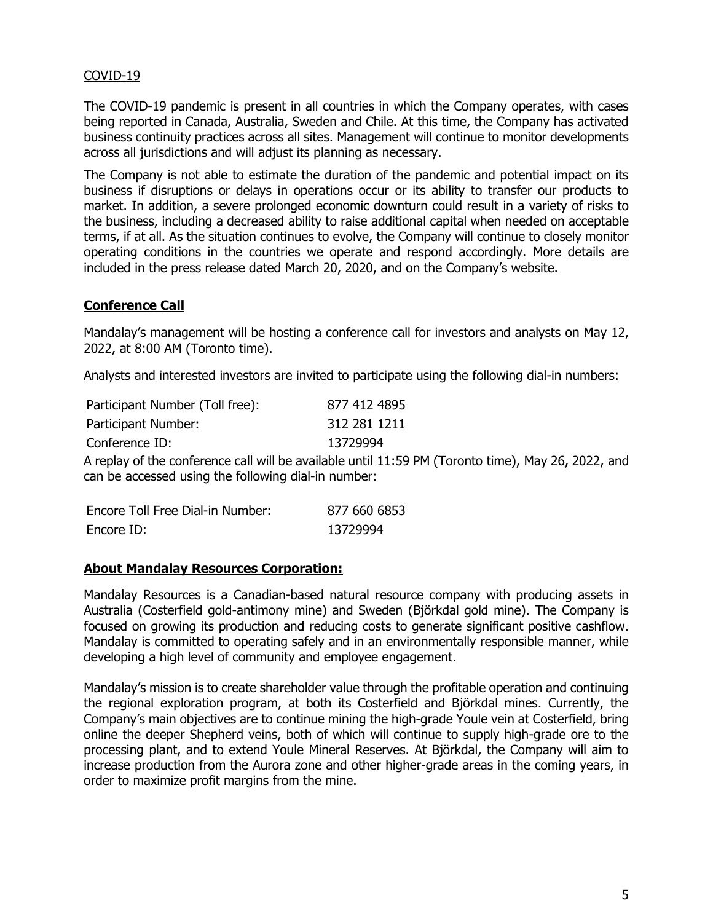COVID-19

The COVID-19 pandemic is present in all countries in which the Company operates, with cases being reported in Canada, Australia, Sweden and Chile. At this time, the Company has activated business continuity practices across all sites. Management will continue to monitor developments across all jurisdictions and will adjust its planning as necessary.

The Company is not able to estimate the duration of the pandemic and potential impact on its business if disruptions or delays in operations occur or its ability to transfer our products to market. In addition, a severe prolonged economic downturn could result in a variety of risks to the business, including a decreased ability to raise additional capital when needed on acceptable terms, if at all. As the situation continues to evolve, the Company will continue to closely monitor operating conditions in the countries we operate and respond accordingly. More details are included in the press release dated March 20, 2020, and on the Company's website.

## Conference Call

Mandalay's management will be hosting a conference call for investors and analysts on May 12, 2022, at 8:00 AM (Toronto time).

Analysts and interested investors are invited to participate using the following dial-in numbers:

| | |
|---|---|
| Participant Number (Toll free): | 877 412 4895 |
| Participant Number: | 312 281 1211 |
| Conference ID: | 13729994 |

A replay of the conference call will be available until 11:59 PM (Toronto time), May 26, 2022, and can be accessed using the following dial-in number:

| | |
|---|---|
| Encore Toll Free Dial-in Number: | 877 660 6853 |
| Encore ID: | 13729994 |

## About Mandalay Resources Corporation:

Mandalay Resources is a Canadian-based natural resource company with producing assets in Australia (Costerfield gold-antimony mine) and Sweden (Björkdal gold mine). The Company is focused on growing its production and reducing costs to generate significant positive cashflow. Mandalay is committed to operating safely and in an environmentally responsible manner, while developing a high level of community and employee engagement.

Mandalay's mission is to create shareholder value through the profitable operation and continuing the regional exploration program, at both its Costerfield and Björkdal mines. Currently, the Company's main objectives are to continue mining the high-grade Youle vein at Costerfield, bring online the deeper Shepherd veins, both of which will continue to supply high-grade ore to the processing plant, and to extend Youle Mineral Reserves. At Björkdal, the Company will aim to increase production from the Aurora zone and other higher-grade areas in the coming years, in order to maximize profit margins from the mine.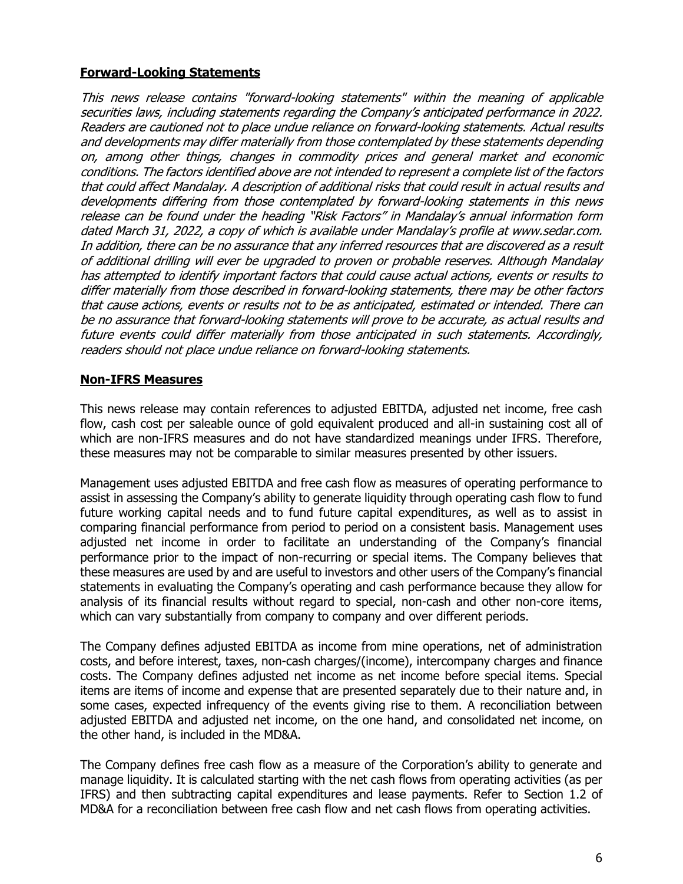## **Forward-Looking Statements**

*This news release contains "forward-looking statements" within the meaning of applicable securities laws, including statements regarding the Company's anticipated performance in 2022. Readers are cautioned not to place undue reliance on forward-looking statements. Actual results and developments may differ materially from those contemplated by these statements depending on, among other things, changes in commodity prices and general market and economic conditions. The factors identified above are not intended to represent a complete list of the factors that could affect Mandalay. A description of additional risks that could result in actual results and developments differing from those contemplated by forward-looking statements in this news release can be found under the heading "Risk Factors" in Mandalay's annual information form dated March 31, 2022, a copy of which is available under Mandalay's profile at www.sedar.com. In addition, there can be no assurance that any inferred resources that are discovered as a result of additional drilling will ever be upgraded to proven or probable reserves. Although Mandalay has attempted to identify important factors that could cause actual actions, events or results to differ materially from those described in forward-looking statements, there may be other factors that cause actions, events or results not to be as anticipated, estimated or intended. There can be no assurance that forward-looking statements will prove to be accurate, as actual results and future events could differ materially from those anticipated in such statements. Accordingly, readers should not place undue reliance on forward-looking statements.*

## **Non-IFRS Measures**

This news release may contain references to adjusted EBITDA, adjusted net income, free cash flow, cash cost per saleable ounce of gold equivalent produced and all-in sustaining cost all of which are non-IFRS measures and do not have standardized meanings under IFRS. Therefore, these measures may not be comparable to similar measures presented by other issuers.

Management uses adjusted EBITDA and free cash flow as measures of operating performance to assist in assessing the Company's ability to generate liquidity through operating cash flow to fund future working capital needs and to fund future capital expenditures, as well as to assist in comparing financial performance from period to period on a consistent basis. Management uses adjusted net income in order to facilitate an understanding of the Company's financial performance prior to the impact of non-recurring or special items. The Company believes that these measures are used by and are useful to investors and other users of the Company's financial statements in evaluating the Company's operating and cash performance because they allow for analysis of its financial results without regard to special, non-cash and other non-core items, which can vary substantially from company to company and over different periods.

The Company defines adjusted EBITDA as income from mine operations, net of administration costs, and before interest, taxes, non-cash charges/(income), intercompany charges and finance costs. The Company defines adjusted net income as net income before special items. Special items are items of income and expense that are presented separately due to their nature and, in some cases, expected infrequency of the events giving rise to them. A reconciliation between adjusted EBITDA and adjusted net income, on the one hand, and consolidated net income, on the other hand, is included in the MD&A.

The Company defines free cash flow as a measure of the Corporation's ability to generate and manage liquidity. It is calculated starting with the net cash flows from operating activities (as per IFRS) and then subtracting capital expenditures and lease payments. Refer to Section 1.2 of MD&A for a reconciliation between free cash flow and net cash flows from operating activities.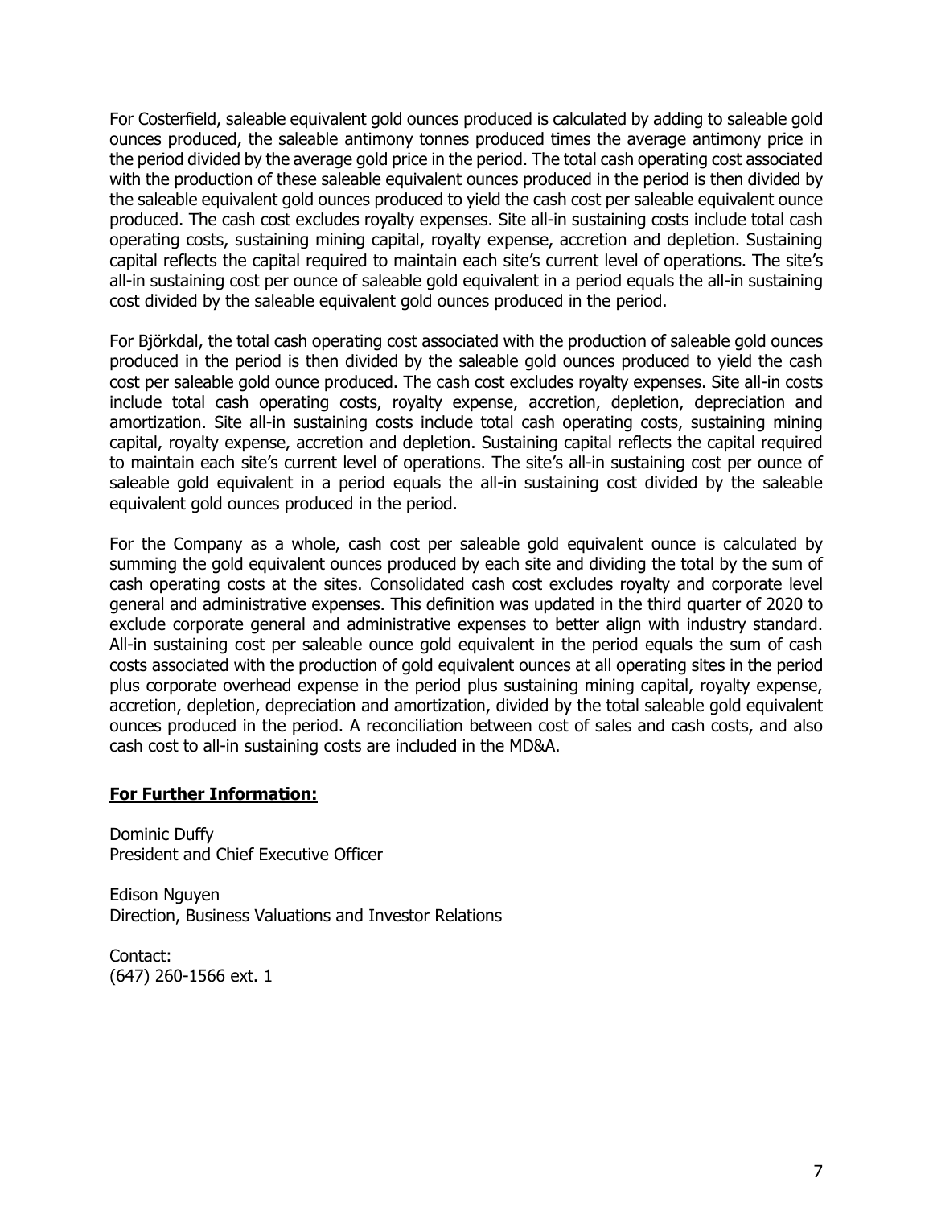For Costerfield, saleable equivalent gold ounces produced is calculated by adding to saleable gold ounces produced, the saleable antimony tonnes produced times the average antimony price in the period divided by the average gold price in the period. The total cash operating cost associated with the production of these saleable equivalent ounces produced in the period is then divided by the saleable equivalent gold ounces produced to yield the cash cost per saleable equivalent ounce produced. The cash cost excludes royalty expenses. Site all-in sustaining costs include total cash operating costs, sustaining mining capital, royalty expense, accretion and depletion. Sustaining capital reflects the capital required to maintain each site's current level of operations. The site's all-in sustaining cost per ounce of saleable gold equivalent in a period equals the all-in sustaining cost divided by the saleable equivalent gold ounces produced in the period.

For Björkdal, the total cash operating cost associated with the production of saleable gold ounces produced in the period is then divided by the saleable gold ounces produced to yield the cash cost per saleable gold ounce produced. The cash cost excludes royalty expenses. Site all-in costs include total cash operating costs, royalty expense, accretion, depletion, depreciation and amortization. Site all-in sustaining costs include total cash operating costs, sustaining mining capital, royalty expense, accretion and depletion. Sustaining capital reflects the capital required to maintain each site's current level of operations. The site's all-in sustaining cost per ounce of saleable gold equivalent in a period equals the all-in sustaining cost divided by the saleable equivalent gold ounces produced in the period.

For the Company as a whole, cash cost per saleable gold equivalent ounce is calculated by summing the gold equivalent ounces produced by each site and dividing the total by the sum of cash operating costs at the sites. Consolidated cash cost excludes royalty and corporate level general and administrative expenses. This definition was updated in the third quarter of 2020 to exclude corporate general and administrative expenses to better align with industry standard. All-in sustaining cost per saleable ounce gold equivalent in the period equals the sum of cash costs associated with the production of gold equivalent ounces at all operating sites in the period plus corporate overhead expense in the period plus sustaining mining capital, royalty expense, accretion, depletion, depreciation and amortization, divided by the total saleable gold equivalent ounces produced in the period. A reconciliation between cost of sales and cash costs, and also cash cost to all-in sustaining costs are included in the MD&A.

**For Further Information:**

Dominic Duffy
President and Chief Executive Officer

Edison Nguyen
Direction, Business Valuations and Investor Relations

Contact:
(647) 260-1566 ext. 1